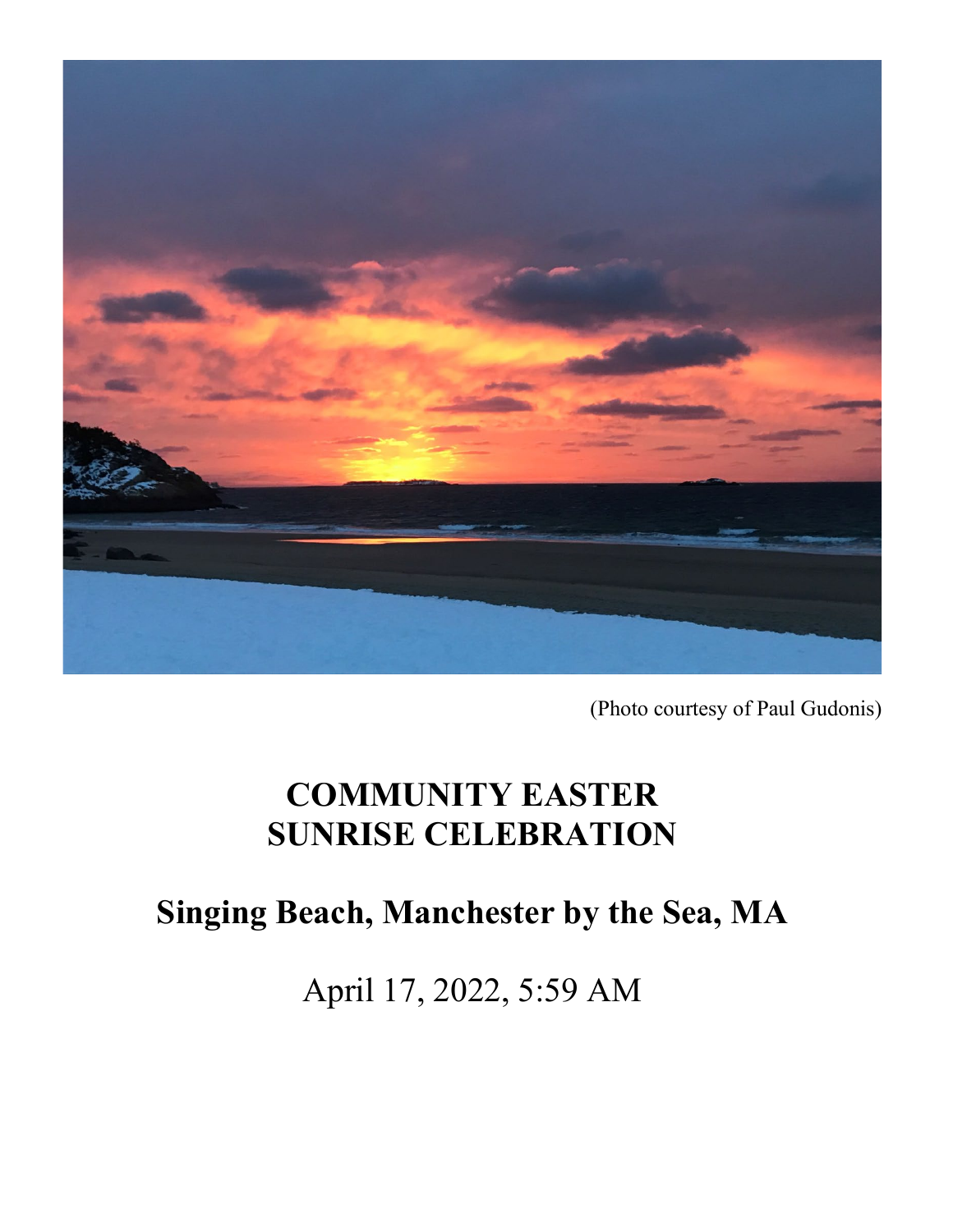(Photo courtesy of Paul Gudonis)

# COMMUNITY EASTER SUNRISE CELEBRATION

## Singing Beach, Manchester by the Sea, MA

April 17, 2022, 5:59 AM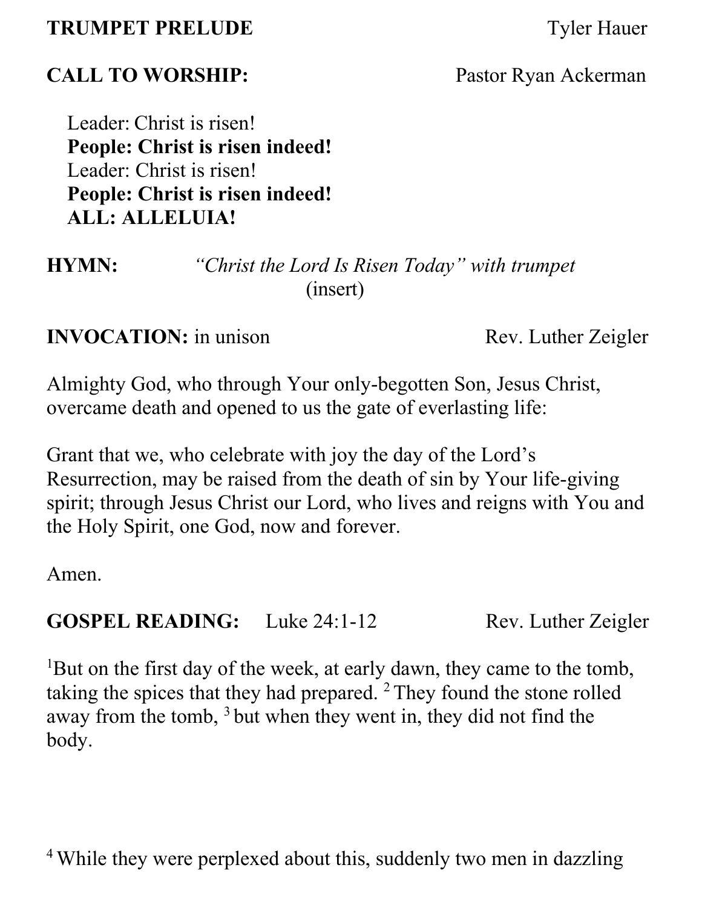**TRUMPET PRELUDE** Tyler Hauer

**CALL TO WORSHIP:** Pastor Ryan Ackerman

Leader: Christ is risen!
**People: Christ is risen indeed!**
Leader: Christ is risen!
**People: Christ is risen indeed!**
**ALL: ALLELUIA!**

**HYMN:** *"Christ the Lord Is Risen Today" with trumpet* (insert)

**INVOCATION:** in unison Rev. Luther Zeigler

Almighty God, who through Your only-begotten Son, Jesus Christ, overcame death and opened to us the gate of everlasting life:

Grant that we, who celebrate with joy the day of the Lord's Resurrection, may be raised from the death of sin by Your life-giving spirit; through Jesus Christ our Lord, who lives and reigns with You and the Holy Spirit, one God, now and forever.

Amen.

**GOSPEL READING:** Luke 24:1-12 Rev. Luther Zeigler

[1]But on the first day of the week, at early dawn, they came to the tomb, taking the spices that they had prepared. [2] They found the stone rolled away from the tomb, [3] but when they went in, they did not find the body.

[4] While they were perplexed about this, suddenly two men in dazzling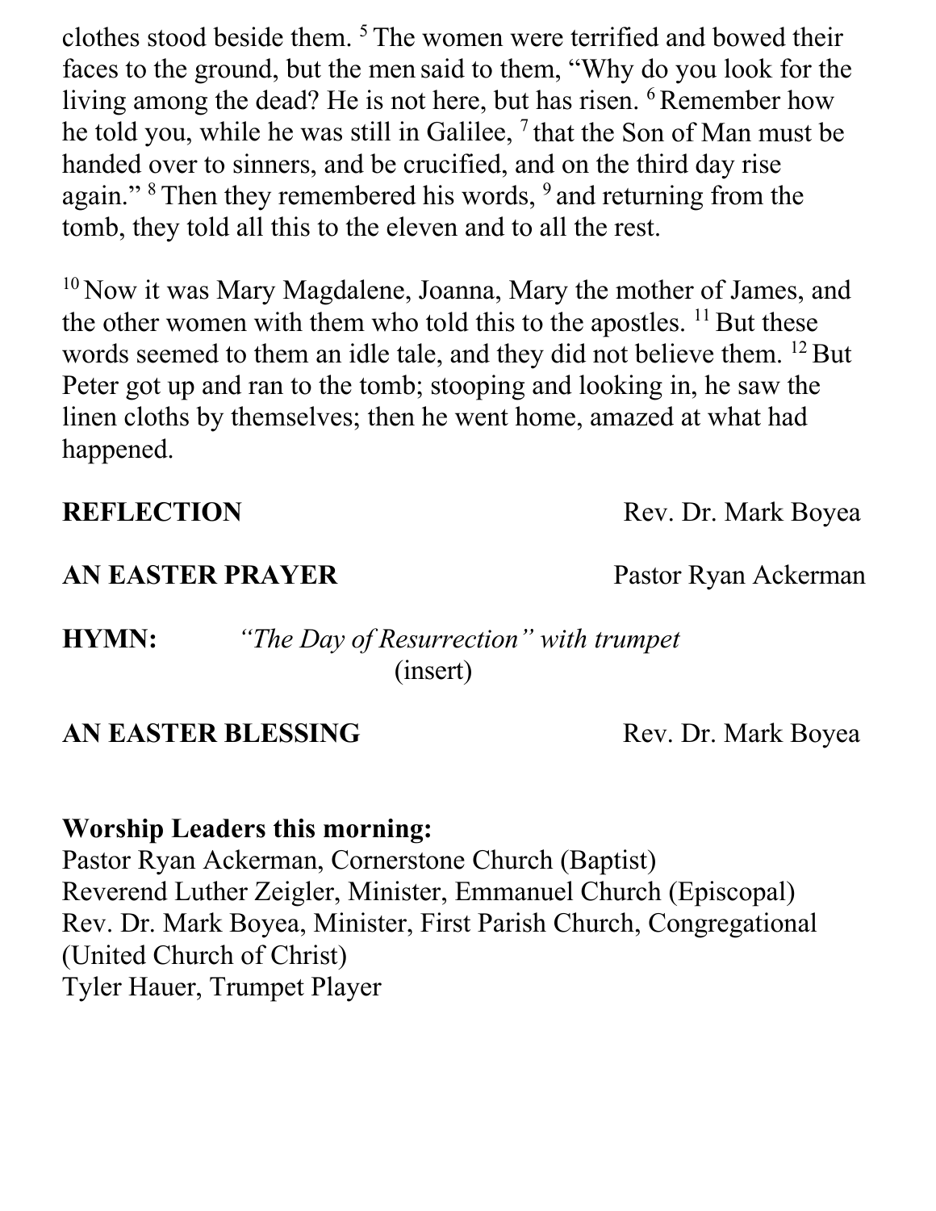clothes stood beside them. [5] The women were terrified and bowed their faces to the ground, but the men said to them, "Why do you look for the living among the dead? He is not here, but has risen. [6] Remember how he told you, while he was still in Galilee, [7] that the Son of Man must be handed over to sinners, and be crucified, and on the third day rise again." [8] Then they remembered his words, [9] and returning from the tomb, they told all this to the eleven and to all the rest.

[10] Now it was Mary Magdalene, Joanna, Mary the mother of James, and the other women with them who told this to the apostles. [11] But these words seemed to them an idle tale, and they did not believe them. [12] But Peter got up and ran to the tomb; stooping and looking in, he saw the linen cloths by themselves; then he went home, amazed at what had happened.

**REFLECTION** Rev. Dr. Mark Boyea

**AN EASTER PRAYER** Pastor Ryan Ackerman

**HYMN:** *"The Day of Resurrection" with trumpet* (insert)

**AN EASTER BLESSING** Rev. Dr. Mark Boyea

**Worship Leaders this morning:**
Pastor Ryan Ackerman, Cornerstone Church (Baptist)
Reverend Luther Zeigler, Minister, Emmanuel Church (Episcopal)
Rev. Dr. Mark Boyea, Minister, First Parish Church, Congregational (United Church of Christ)
Tyler Hauer, Trumpet Player